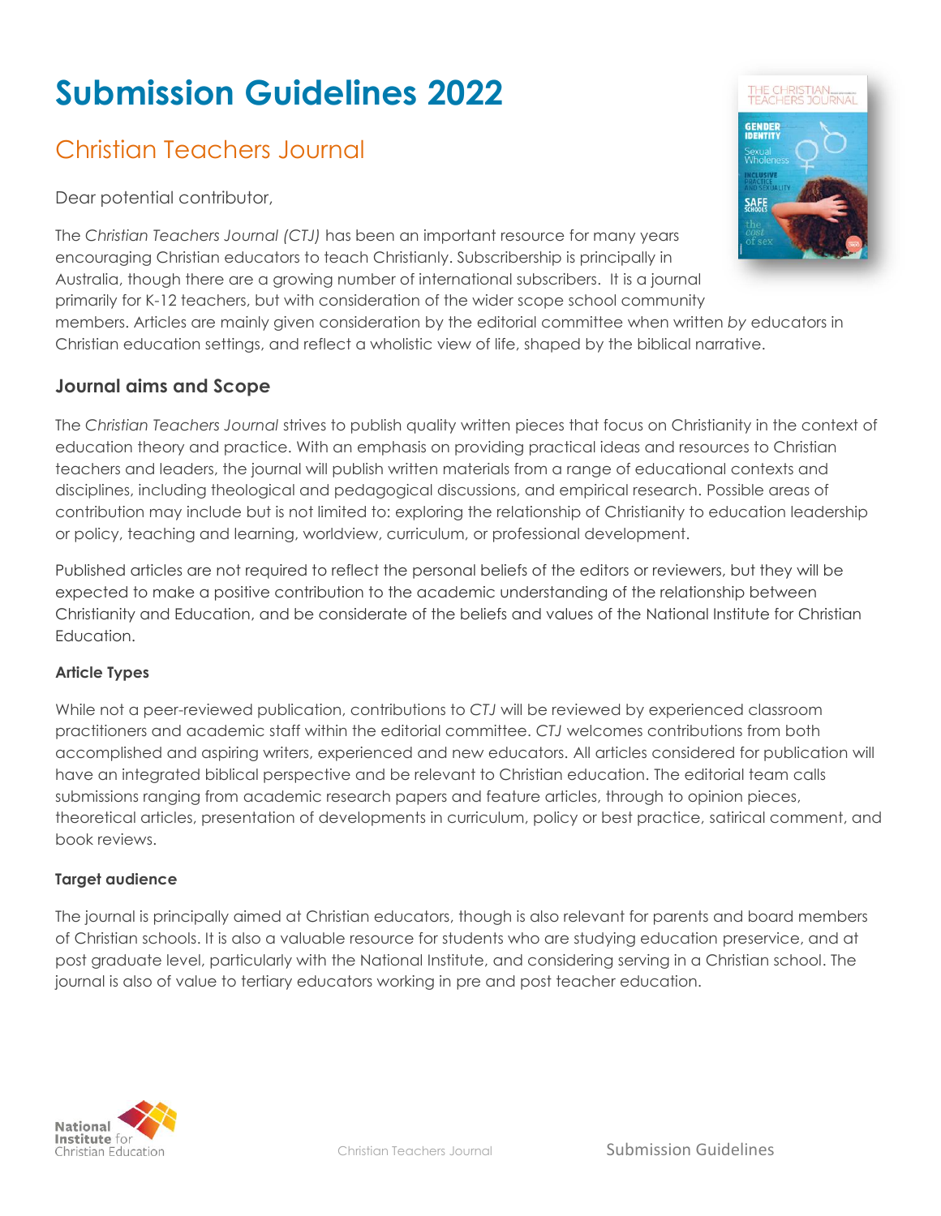# Submission Guidelines 2022

## Christian Teachers Journal

Dear potential contributor,

The *Christian Teachers Journal (CTJ)* has been an important resource for many years encouraging Christian educators to teach Christianly. Subscribership is principally in Australia, though there are a growing number of international subscribers. It is a journal primarily for K-12 teachers, but with consideration of the wider scope school community members. Articles are mainly given consideration by the editorial committee when written *by* educators in Christian education settings, and reflect a wholistic view of life, shaped by the biblical narrative.

### Journal aims and Scope

The *Christian Teachers Journal* strives to publish quality written pieces that focus on Christianity in the context of education theory and practice. With an emphasis on providing practical ideas and resources to Christian teachers and leaders, the journal will publish written materials from a range of educational contexts and disciplines, including theological and pedagogical discussions, and empirical research. Possible areas of contribution may include but is not limited to: exploring the relationship of Christianity to education leadership or policy, teaching and learning, worldview, curriculum, or professional development.

Published articles are not required to reflect the personal beliefs of the editors or reviewers, but they will be expected to make a positive contribution to the academic understanding of the relationship between Christianity and Education, and be considerate of the beliefs and values of the National Institute for Christian Education.

#### Article Types

While not a peer-reviewed publication, contributions to *CTJ* will be reviewed by experienced classroom practitioners and academic staff within the editorial committee. *CTJ* welcomes contributions from both accomplished and aspiring writers, experienced and new educators. All articles considered for publication will have an integrated biblical perspective and be relevant to Christian education. The editorial team calls submissions ranging from academic research papers and feature articles, through to opinion pieces, theoretical articles, presentation of developments in curriculum, policy or best practice, satirical comment, and book reviews.

#### Target audience

The journal is principally aimed at Christian educators, though is also relevant for parents and board members of Christian schools. It is also a valuable resource for students who are studying education preservice, and at post graduate level, particularly with the National Institute, and considering serving in a Christian school. The journal is also of value to tertiary educators working in pre and post teacher education.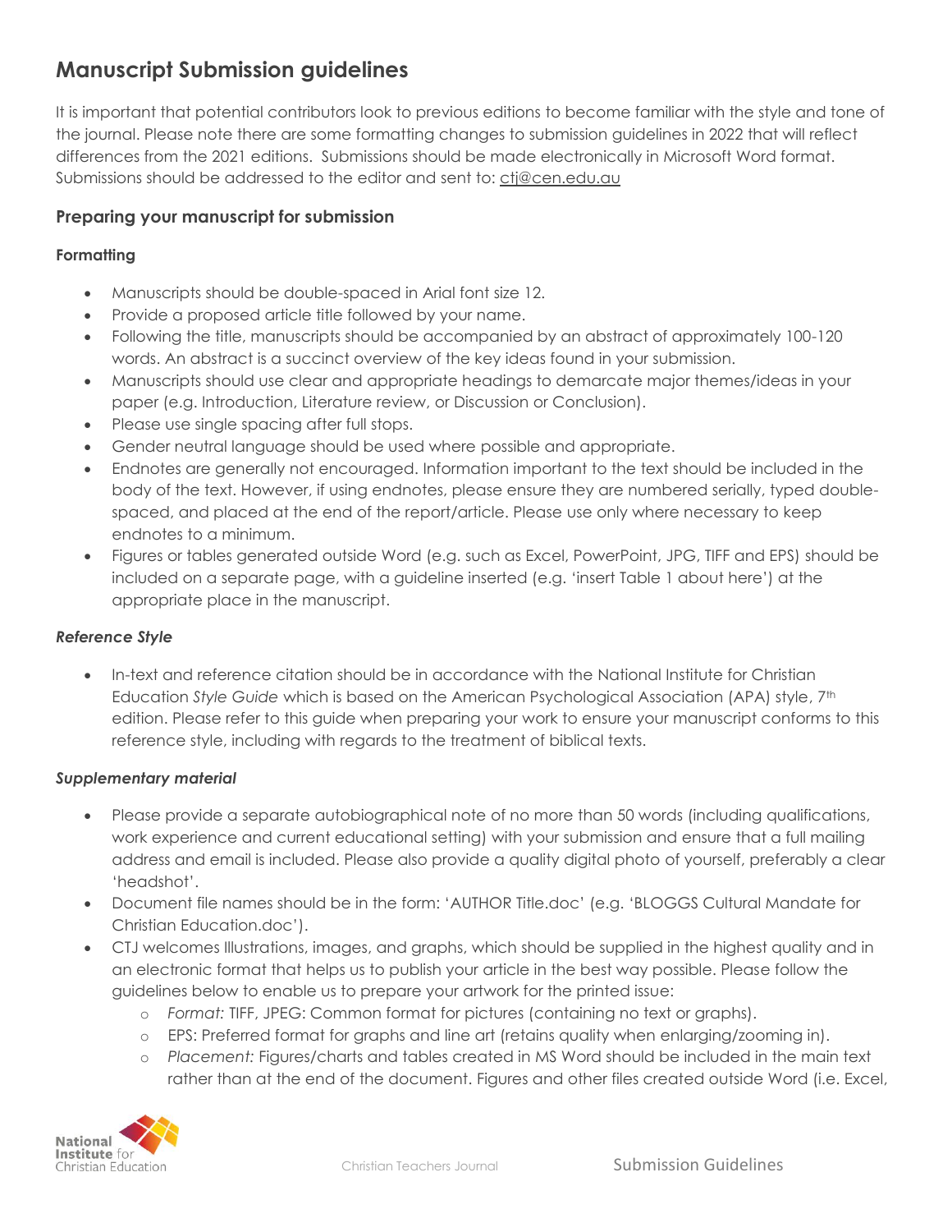# Manuscript Submission guidelines

It is important that potential contributors look to previous editions to become familiar with the style and tone of the journal. Please note there are some formatting changes to submission guidelines in 2022 that will reflect differences from the 2021 editions. Submissions should be made electronically in Microsoft Word format. Submissions should be addressed to the editor and sent to: ctj@cen.edu.au

## Preparing your manuscript for submission

### Formatting

- Manuscripts should be double-spaced in Arial font size 12.
- Provide a proposed article title followed by your name.
- Following the title, manuscripts should be accompanied by an abstract of approximately 100-120 words. An abstract is a succinct overview of the key ideas found in your submission.
- Manuscripts should use clear and appropriate headings to demarcate major themes/ideas in your paper (e.g. Introduction, Literature review, or Discussion or Conclusion).
- Please use single spacing after full stops.
- Gender neutral language should be used where possible and appropriate.
- Endnotes are generally not encouraged. Information important to the text should be included in the body of the text. However, if using endnotes, please ensure they are numbered serially, typed double-spaced, and placed at the end of the report/article. Please use only where necessary to keep endnotes to a minimum.
- Figures or tables generated outside Word (e.g. such as Excel, PowerPoint, JPG, TIFF and EPS) should be included on a separate page, with a guideline inserted (e.g. 'insert Table 1 about here') at the appropriate place in the manuscript.

### *Reference Style*

- In-text and reference citation should be in accordance with the National Institute for Christian Education *Style Guide* which is based on the American Psychological Association (APA) style, 7th edition. Please refer to this guide when preparing your work to ensure your manuscript conforms to this reference style, including with regards to the treatment of biblical texts.

### *Supplementary material*

- Please provide a separate autobiographical note of no more than 50 words (including qualifications, work experience and current educational setting) with your submission and ensure that a full mailing address and email is included. Please also provide a quality digital photo of yourself, preferably a clear 'headshot'.
- Document file names should be in the form: 'AUTHOR Title.doc' (e.g. 'BLOGGS Cultural Mandate for Christian Education.doc').
- CTJ welcomes Illustrations, images, and graphs, which should be supplied in the highest quality and in an electronic format that helps us to publish your article in the best way possible. Please follow the guidelines below to enable us to prepare your artwork for the printed issue:
  - *Format:* TIFF, JPEG: Common format for pictures (containing no text or graphs).
  - EPS: Preferred format for graphs and line art (retains quality when enlarging/zooming in).
  - *Placement:* Figures/charts and tables created in MS Word should be included in the main text rather than at the end of the document. Figures and other files created outside Word (i.e. Excel,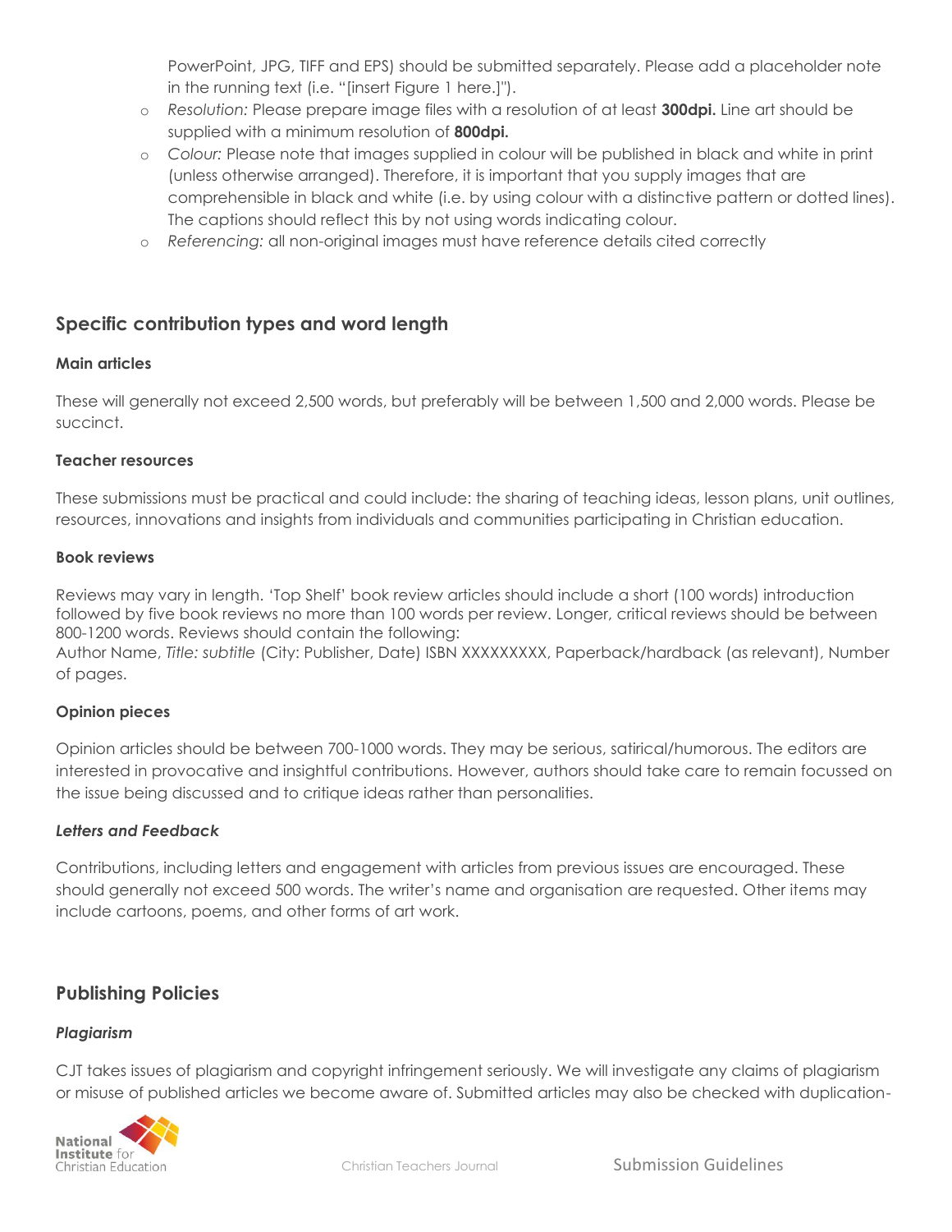PowerPoint, JPG, TIFF and EPS) should be submitted separately. Please add a placeholder note in the running text (i.e. "[insert Figure 1 here.]").

- *Resolution:* Please prepare image files with a resolution of at least **300dpi.** Line art should be supplied with a minimum resolution of **800dpi.**
- *Colour:* Please note that images supplied in colour will be published in black and white in print (unless otherwise arranged). Therefore, it is important that you supply images that are comprehensible in black and white (i.e. by using colour with a distinctive pattern or dotted lines). The captions should reflect this by not using words indicating colour.
- *Referencing:* all non-original images must have reference details cited correctly

## Specific contribution types and word length

### Main articles

These will generally not exceed 2,500 words, but preferably will be between 1,500 and 2,000 words. Please be succinct.

### Teacher resources

These submissions must be practical and could include: the sharing of teaching ideas, lesson plans, unit outlines, resources, innovations and insights from individuals and communities participating in Christian education.

### Book reviews

Reviews may vary in length. 'Top Shelf' book review articles should include a short (100 words) introduction followed by five book reviews no more than 100 words per review. Longer, critical reviews should be between 800-1200 words. Reviews should contain the following:
Author Name, *Title: subtitle* (City: Publisher, Date) ISBN XXXXXXXXX, Paperback/hardback (as relevant), Number of pages.

### Opinion pieces

Opinion articles should be between 700-1000 words. They may be serious, satirical/humorous. The editors are interested in provocative and insightful contributions. However, authors should take care to remain focussed on the issue being discussed and to critique ideas rather than personalities.

### *Letters and Feedback*

Contributions, including letters and engagement with articles from previous issues are encouraged. These should generally not exceed 500 words. The writer's name and organisation are requested. Other items may include cartoons, poems, and other forms of art work.

## Publishing Policies

### *Plagiarism*

CJT takes issues of plagiarism and copyright infringement seriously. We will investigate any claims of plagiarism or misuse of published articles we become aware of. Submitted articles may also be checked with duplication-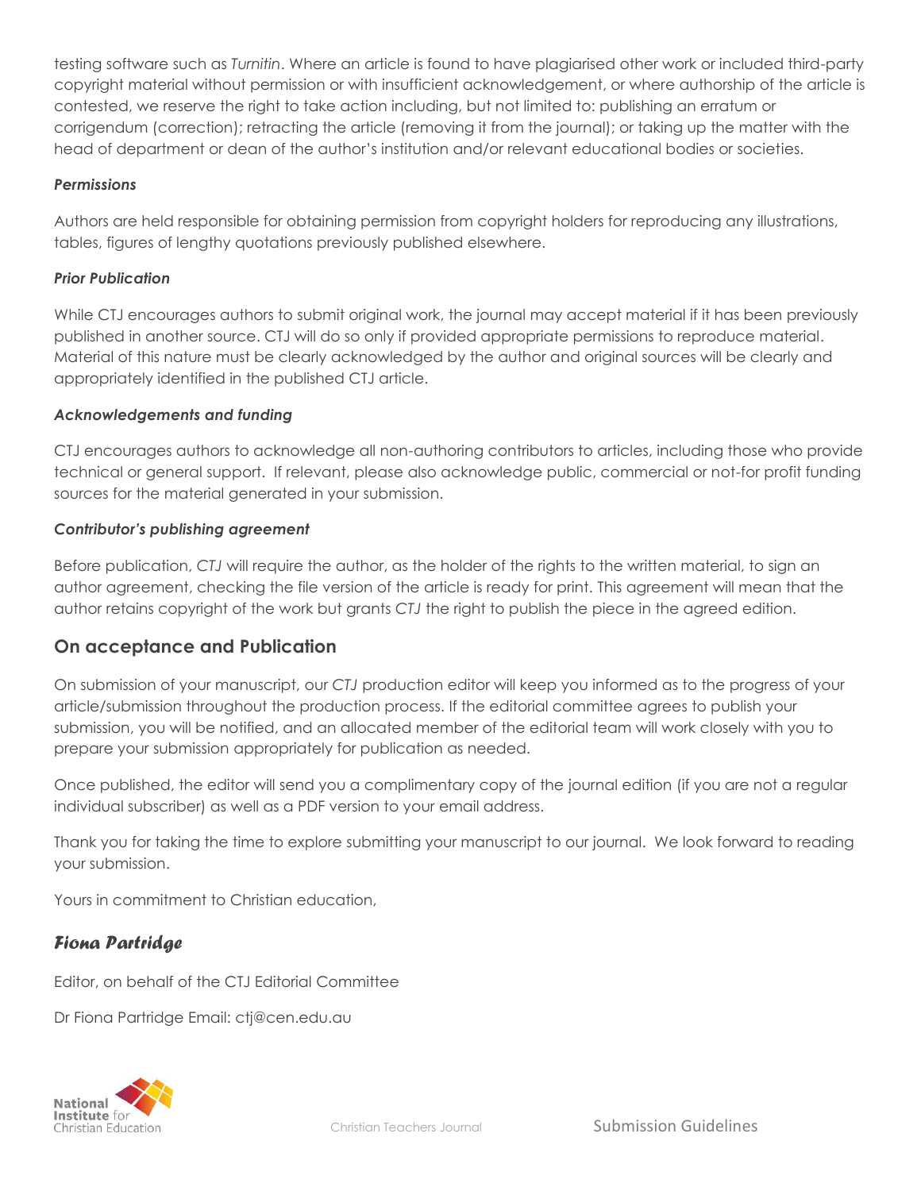testing software such as *Turnitin*. Where an article is found to have plagiarised other work or included third-party copyright material without permission or with insufficient acknowledgement, or where authorship of the article is contested, we reserve the right to take action including, but not limited to: publishing an erratum or corrigendum (correction); retracting the article (removing it from the journal); or taking up the matter with the head of department or dean of the author's institution and/or relevant educational bodies or societies.

***Permissions***

Authors are held responsible for obtaining permission from copyright holders for reproducing any illustrations, tables, figures of lengthy quotations previously published elsewhere.

***Prior Publication***

While CTJ encourages authors to submit original work, the journal may accept material if it has been previously published in another source. CTJ will do so only if provided appropriate permissions to reproduce material. Material of this nature must be clearly acknowledged by the author and original sources will be clearly and appropriately identified in the published CTJ article.

***Acknowledgements and funding***

CTJ encourages authors to acknowledge all non-authoring contributors to articles, including those who provide technical or general support. If relevant, please also acknowledge public, commercial or not-for profit funding sources for the material generated in your submission.

***Contributor's publishing agreement***

Before publication, *CTJ* will require the author, as the holder of the rights to the written material, to sign an author agreement, checking the file version of the article is ready for print. This agreement will mean that the author retains copyright of the work but grants *CTJ* the right to publish the piece in the agreed edition.

## On acceptance and Publication

On submission of your manuscript, our *CTJ* production editor will keep you informed as to the progress of your article/submission throughout the production process. If the editorial committee agrees to publish your submission, you will be notified, and an allocated member of the editorial team will work closely with you to prepare your submission appropriately for publication as needed.

Once published, the editor will send you a complimentary copy of the journal edition (if you are not a regular individual subscriber) as well as a PDF version to your email address.

Thank you for taking the time to explore submitting your manuscript to our journal. We look forward to reading your submission.

Yours in commitment to Christian education,

***Fiona Partridge***

Editor, on behalf of the CTJ Editorial Committee

Dr Fiona Partridge Email: ctj@cen.edu.au